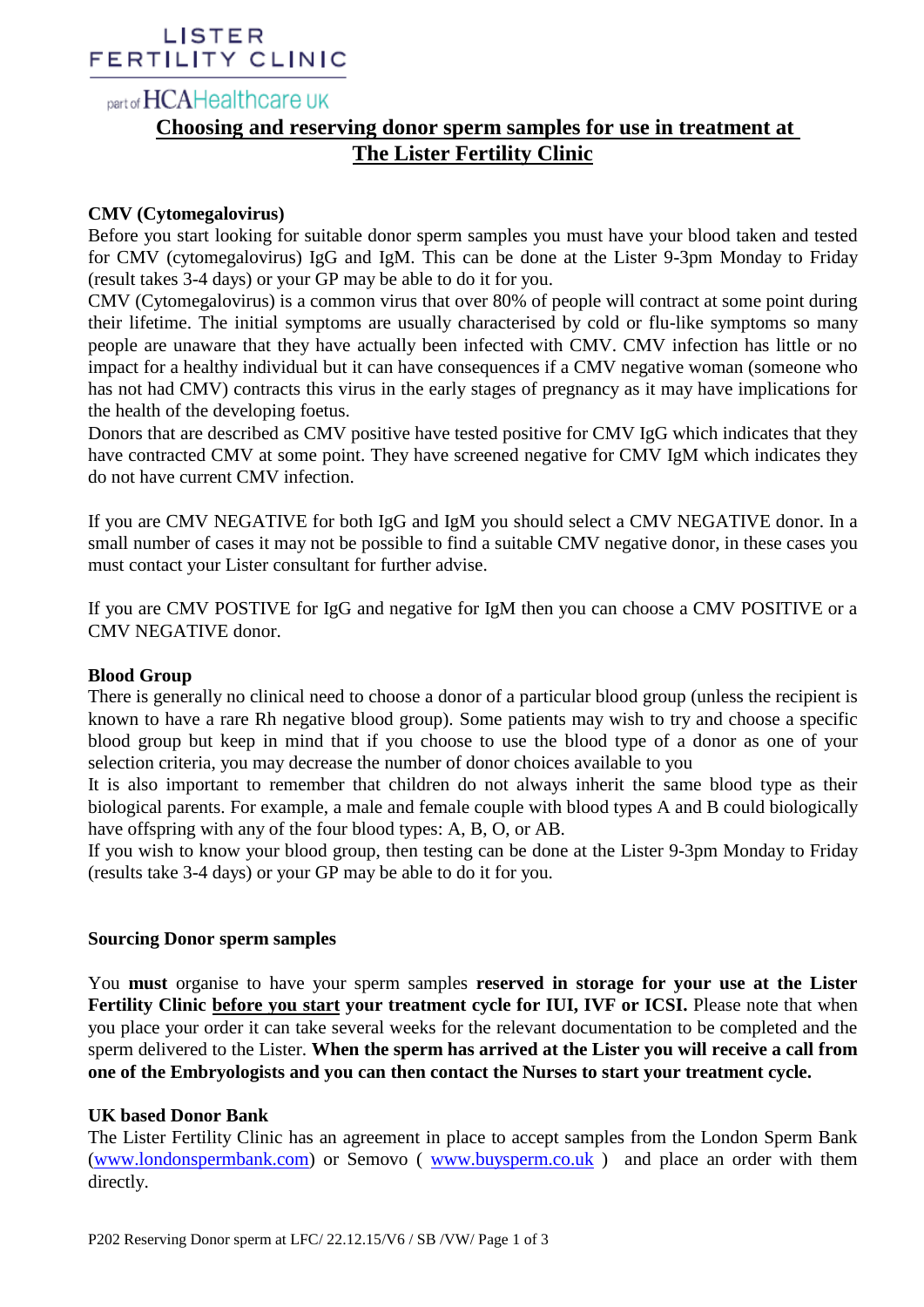LISTER FERTILITY CLINIC

part of HCAHealthcare UK

# Choosing and reserving donor sperm samples for use in treatment at The Lister Fertility Clinic

### CMV (Cytomegalovirus)

Before you start looking for suitable donor sperm samples you must have your blood taken and tested for CMV (cytomegalovirus) IgG and IgM. This can be done at the Lister 9-3pm Monday to Friday (result takes 3-4 days) or your GP may be able to do it for you.

CMV (Cytomegalovirus) is a common virus that over 80% of people will contract at some point during their lifetime. The initial symptoms are usually characterised by cold or flu-like symptoms so many people are unaware that they have actually been infected with CMV. CMV infection has little or no impact for a healthy individual but it can have consequences if a CMV negative woman (someone who has not had CMV) contracts this virus in the early stages of pregnancy as it may have implications for the health of the developing foetus.

Donors that are described as CMV positive have tested positive for CMV IgG which indicates that they have contracted CMV at some point. They have screened negative for CMV IgM which indicates they do not have current CMV infection.

If you are CMV NEGATIVE for both IgG and IgM you should select a CMV NEGATIVE donor. In a small number of cases it may not be possible to find a suitable CMV negative donor, in these cases you must contact your Lister consultant for further advise.

If you are CMV POSTIVE for IgG and negative for IgM then you can choose a CMV POSITIVE or a CMV NEGATIVE donor.

### Blood Group

There is generally no clinical need to choose a donor of a particular blood group (unless the recipient is known to have a rare Rh negative blood group). Some patients may wish to try and choose a specific blood group but keep in mind that if you choose to use the blood type of a donor as one of your selection criteria, you may decrease the number of donor choices available to you

It is also important to remember that children do not always inherit the same blood type as their biological parents. For example, a male and female couple with blood types A and B could biologically have offspring with any of the four blood types: A, B, O, or AB.

If you wish to know your blood group, then testing can be done at the Lister 9-3pm Monday to Friday (results take 3-4 days) or your GP may be able to do it for you.

### Sourcing Donor sperm samples

You **must** organise to have your sperm samples **reserved in storage for your use at the Lister Fertility Clinic <u>before you start</u> your treatment cycle for IUI, IVF or ICSI.** Please note that when you place your order it can take several weeks for the relevant documentation to be completed and the sperm delivered to the Lister. **When the sperm has arrived at the Lister you will receive a call from one of the Embryologists and you can then contact the Nurses to start your treatment cycle.**

### UK based Donor Bank

The Lister Fertility Clinic has an agreement in place to accept samples from the London Sperm Bank (www.londonspermbank.com) or Semovo ( www.buysperm.co.uk ) and place an order with them directly.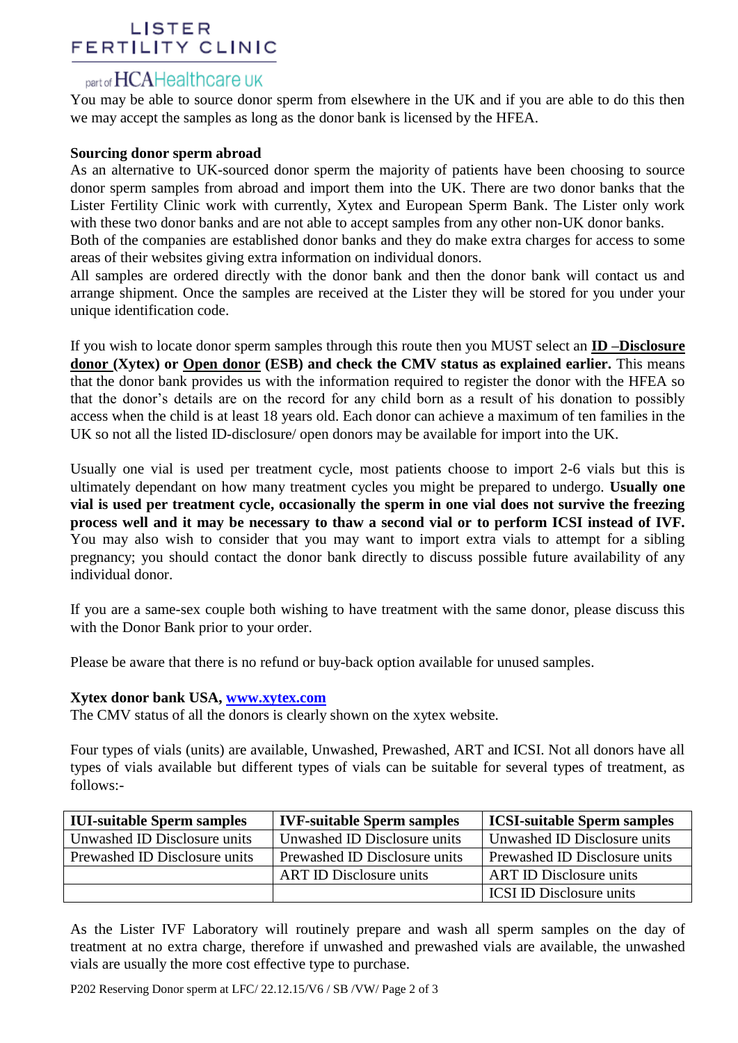You may be able to source donor sperm from elsewhere in the UK and if you are able to do this then we may accept the samples as long as the donor bank is licensed by the HFEA.

**Sourcing donor sperm abroad**

As an alternative to UK-sourced donor sperm the majority of patients have been choosing to source donor sperm samples from abroad and import them into the UK. There are two donor banks that the Lister Fertility Clinic work with currently, Xytex and European Sperm Bank. The Lister only work with these two donor banks and are not able to accept samples from any other non-UK donor banks.

Both of the companies are established donor banks and they do make extra charges for access to some areas of their websites giving extra information on individual donors.

All samples are ordered directly with the donor bank and then the donor bank will contact us and arrange shipment. Once the samples are received at the Lister they will be stored for you under your unique identification code.

If you wish to locate donor sperm samples through this route then you MUST select an **ID –Disclosure donor (Xytex) or Open donor (ESB) and check the CMV status as explained earlier.** This means that the donor bank provides us with the information required to register the donor with the HFEA so that the donor's details are on the record for any child born as a result of his donation to possibly access when the child is at least 18 years old. Each donor can achieve a maximum of ten families in the UK so not all the listed ID-disclosure/ open donors may be available for import into the UK.

Usually one vial is used per treatment cycle, most patients choose to import 2-6 vials but this is ultimately dependant on how many treatment cycles you might be prepared to undergo. **Usually one vial is used per treatment cycle, occasionally the sperm in one vial does not survive the freezing process well and it may be necessary to thaw a second vial or to perform ICSI instead of IVF.** You may also wish to consider that you may want to import extra vials to attempt for a sibling pregnancy; you should contact the donor bank directly to discuss possible future availability of any individual donor.

If you are a same-sex couple both wishing to have treatment with the same donor, please discuss this with the Donor Bank prior to your order.

Please be aware that there is no refund or buy-back option available for unused samples.

**Xytex donor bank USA, www.xytex.com**

The CMV status of all the donors is clearly shown on the xytex website.

Four types of vials (units) are available, Unwashed, Prewashed, ART and ICSI. Not all donors have all types of vials available but different types of vials can be suitable for several types of treatment, as follows:-

| IUI-suitable Sperm samples | IVF-suitable Sperm samples | ICSI-suitable Sperm samples |
|---|---|---|
| Unwashed ID Disclosure units | Unwashed ID Disclosure units | Unwashed ID Disclosure units |
| Prewashed ID Disclosure units | Prewashed ID Disclosure units | Prewashed ID Disclosure units |
| | ART ID Disclosure units | ART ID Disclosure units |
| | | ICSI ID Disclosure units |

As the Lister IVF Laboratory will routinely prepare and wash all sperm samples on the day of treatment at no extra charge, therefore if unwashed and prewashed vials are available, the unwashed vials are usually the more cost effective type to purchase.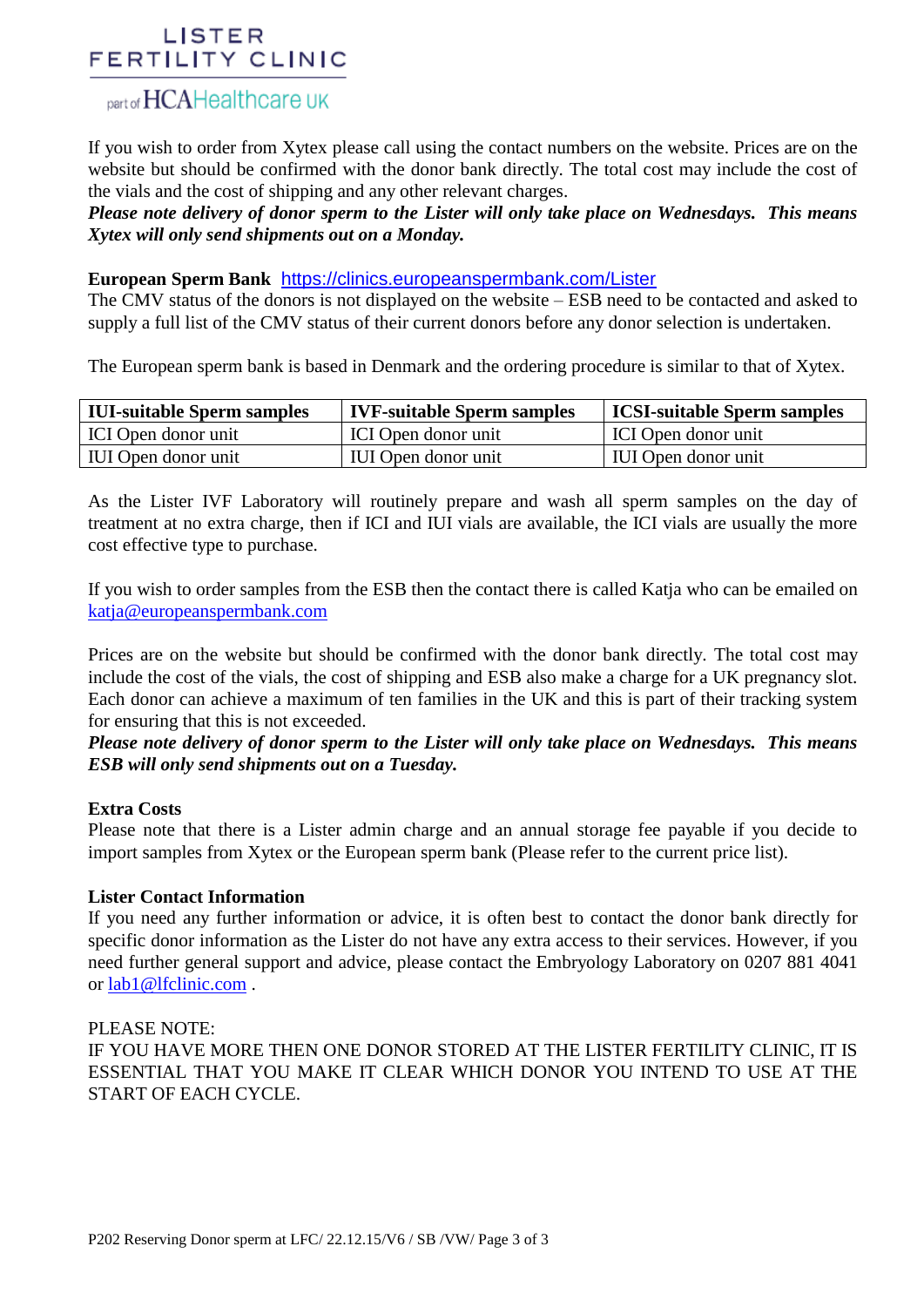LISTER FERTILITY CLINIC

part of HCAHealthcare UK

If you wish to order from Xytex please call using the contact numbers on the website. Prices are on the website but should be confirmed with the donor bank directly. The total cost may include the cost of the vials and the cost of shipping and any other relevant charges.
***Please note delivery of donor sperm to the Lister will only take place on Wednesdays. This means Xytex will only send shipments out on a Monday.***

**European Sperm Bank** https://clinics.europeanspermbank.com/Lister
The CMV status of the donors is not displayed on the website – ESB need to be contacted and asked to supply a full list of the CMV status of their current donors before any donor selection is undertaken.

The European sperm bank is based in Denmark and the ordering procedure is similar to that of Xytex.

| IUI-suitable Sperm samples | IVF-suitable Sperm samples | ICSI-suitable Sperm samples |
|---|---|---|
| ICI Open donor unit | ICI Open donor unit | ICI Open donor unit |
| IUI Open donor unit | IUI Open donor unit | IUI Open donor unit |

As the Lister IVF Laboratory will routinely prepare and wash all sperm samples on the day of treatment at no extra charge, then if ICI and IUI vials are available, the ICI vials are usually the more cost effective type to purchase.

If you wish to order samples from the ESB then the contact there is called Katja who can be emailed on katja@europeanspermbank.com

Prices are on the website but should be confirmed with the donor bank directly. The total cost may include the cost of the vials, the cost of shipping and ESB also make a charge for a UK pregnancy slot. Each donor can achieve a maximum of ten families in the UK and this is part of their tracking system for ensuring that this is not exceeded.
***Please note delivery of donor sperm to the Lister will only take place on Wednesdays. This means ESB will only send shipments out on a Tuesday.***

**Extra Costs**
Please note that there is a Lister admin charge and an annual storage fee payable if you decide to import samples from Xytex or the European sperm bank (Please refer to the current price list).

**Lister Contact Information**
If you need any further information or advice, it is often best to contact the donor bank directly for specific donor information as the Lister do not have any extra access to their services. However, if you need further general support and advice, please contact the Embryology Laboratory on 0207 881 4041 or lab1@lfclinic.com .

PLEASE NOTE:
IF YOU HAVE MORE THEN ONE DONOR STORED AT THE LISTER FERTILITY CLINIC, IT IS ESSENTIAL THAT YOU MAKE IT CLEAR WHICH DONOR YOU INTEND TO USE AT THE START OF EACH CYCLE.